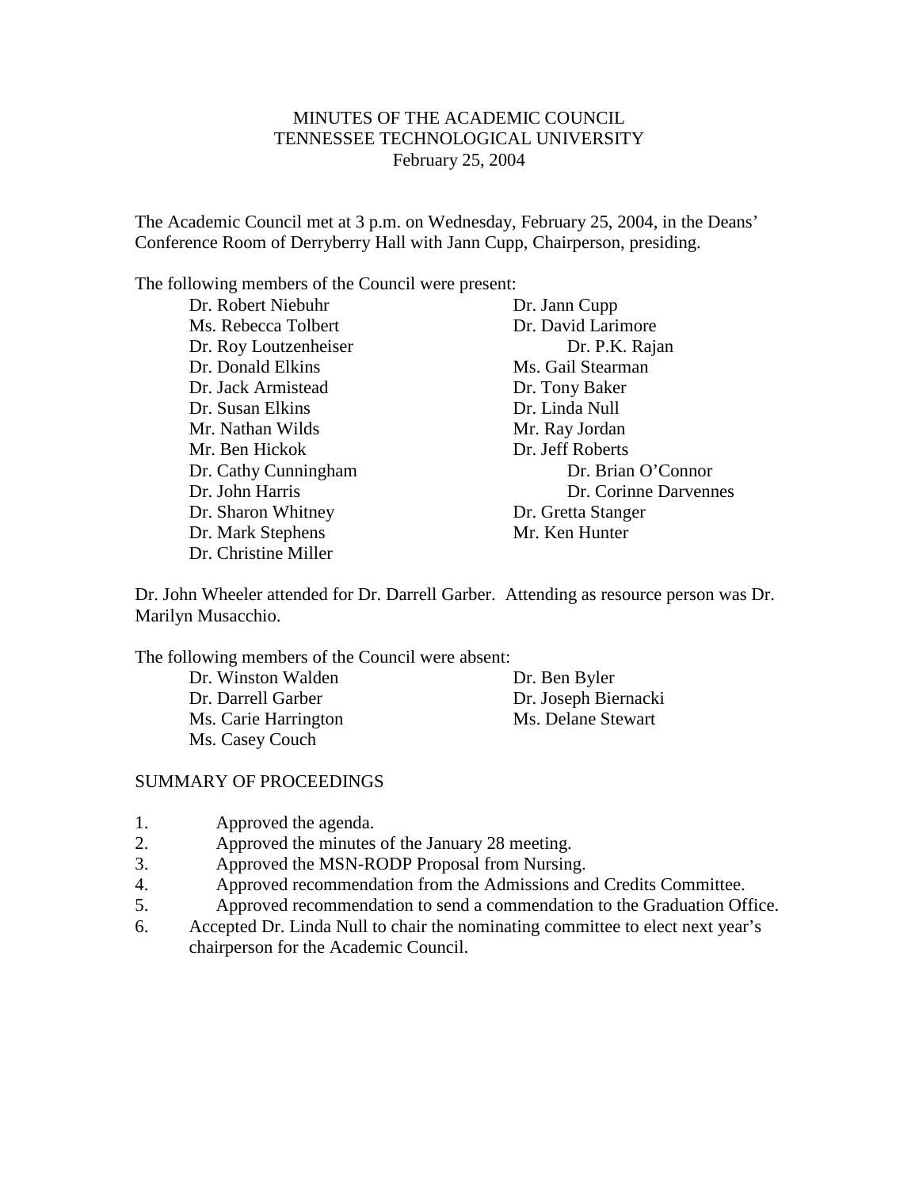# MINUTES OF THE ACADEMIC COUNCIL
## TENNESSEE TECHNOLOGICAL UNIVERSITY
### February 25, 2004

The Academic Council met at 3 p.m. on Wednesday, February 25, 2004, in the Deans' Conference Room of Derryberry Hall with Jann Cupp, Chairperson, presiding.

The following members of the Council were present:

- Dr. Robert Niebuhr
- Ms. Rebecca Tolbert
- Dr. Roy Loutzenheiser
- Dr. Donald Elkins
- Dr. Jack Armistead
- Dr. Susan Elkins
- Mr. Nathan Wilds
- Mr. Ben Hickok
- Dr. Cathy Cunningham
- Dr. John Harris
- Dr. Sharon Whitney
- Dr. Mark Stephens
- Dr. Christine Miller
- Dr. Jann Cupp
- Dr. David Larimore
- Dr. P.K. Rajan
- Ms. Gail Stearman
- Dr. Tony Baker
- Dr. Linda Null
- Mr. Ray Jordan
- Dr. Jeff Roberts
- Dr. Brian O'Connor
- Dr. Corinne Darvennes
- Dr. Gretta Stanger
- Mr. Ken Hunter

Dr. John Wheeler attended for Dr. Darrell Garber. Attending as resource person was Dr. Marilyn Musacchio.

The following members of the Council were absent:

- Dr. Winston Walden
- Dr. Darrell Garber
- Ms. Carie Harrington
- Ms. Casey Couch
- Dr. Ben Byler
- Dr. Joseph Biernacki
- Ms. Delane Stewart

SUMMARY OF PROCEEDINGS

1. Approved the agenda.
2. Approved the minutes of the January 28 meeting.
3. Approved the MSN-RODP Proposal from Nursing.
4. Approved recommendation from the Admissions and Credits Committee.
5. Approved recommendation to send a commendation to the Graduation Office.
6. Accepted Dr. Linda Null to chair the nominating committee to elect next year's chairperson for the Academic Council.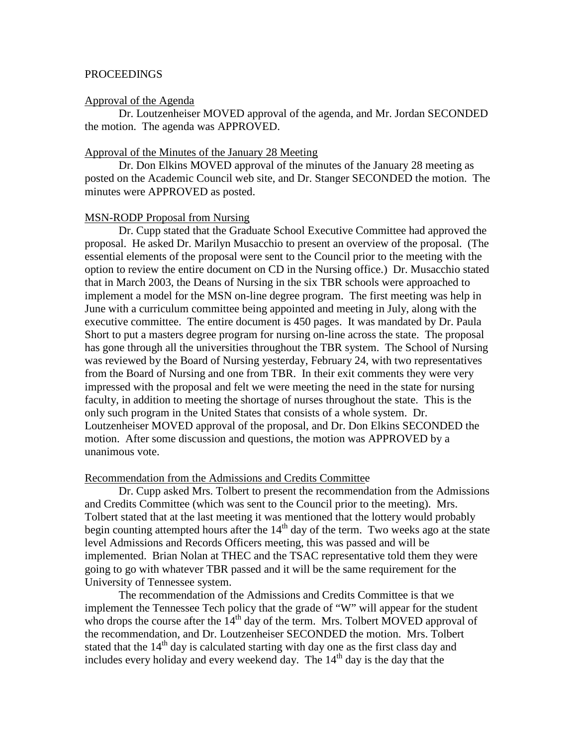PROCEEDINGS

<u>Approval of the Agenda</u>

Dr. Loutzenheiser MOVED approval of the agenda, and Mr. Jordan SECONDED the motion. The agenda was APPROVED.

<u>Approval of the Minutes of the January 28 Meeting</u>

Dr. Don Elkins MOVED approval of the minutes of the January 28 meeting as posted on the Academic Council web site, and Dr. Stanger SECONDED the motion. The minutes were APPROVED as posted.

<u>MSN-RODP Proposal from Nursing</u>

Dr. Cupp stated that the Graduate School Executive Committee had approved the proposal. He asked Dr. Marilyn Musacchio to present an overview of the proposal. (The essential elements of the proposal were sent to the Council prior to the meeting with the option to review the entire document on CD in the Nursing office.) Dr. Musacchio stated that in March 2003, the Deans of Nursing in the six TBR schools were approached to implement a model for the MSN on-line degree program. The first meeting was help in June with a curriculum committee being appointed and meeting in July, along with the executive committee. The entire document is 450 pages. It was mandated by Dr. Paula Short to put a masters degree program for nursing on-line across the state. The proposal has gone through all the universities throughout the TBR system. The School of Nursing was reviewed by the Board of Nursing yesterday, February 24, with two representatives from the Board of Nursing and one from TBR. In their exit comments they were very impressed with the proposal and felt we were meeting the need in the state for nursing faculty, in addition to meeting the shortage of nurses throughout the state. This is the only such program in the United States that consists of a whole system. Dr. Loutzenheiser MOVED approval of the proposal, and Dr. Don Elkins SECONDED the motion. After some discussion and questions, the motion was APPROVED by a unanimous vote.

<u>Recommendation from the Admissions and Credits Committee</u>

Dr. Cupp asked Mrs. Tolbert to present the recommendation from the Admissions and Credits Committee (which was sent to the Council prior to the meeting). Mrs. Tolbert stated that at the last meeting it was mentioned that the lottery would probably begin counting attempted hours after the 14th day of the term. Two weeks ago at the state level Admissions and Records Officers meeting, this was passed and will be implemented. Brian Nolan at THEC and the TSAC representative told them they were going to go with whatever TBR passed and it will be the same requirement for the University of Tennessee system.

The recommendation of the Admissions and Credits Committee is that we implement the Tennessee Tech policy that the grade of "W" will appear for the student who drops the course after the 14th day of the term. Mrs. Tolbert MOVED approval of the recommendation, and Dr. Loutzenheiser SECONDED the motion. Mrs. Tolbert stated that the 14th day is calculated starting with day one as the first class day and includes every holiday and every weekend day. The 14th day is the day that the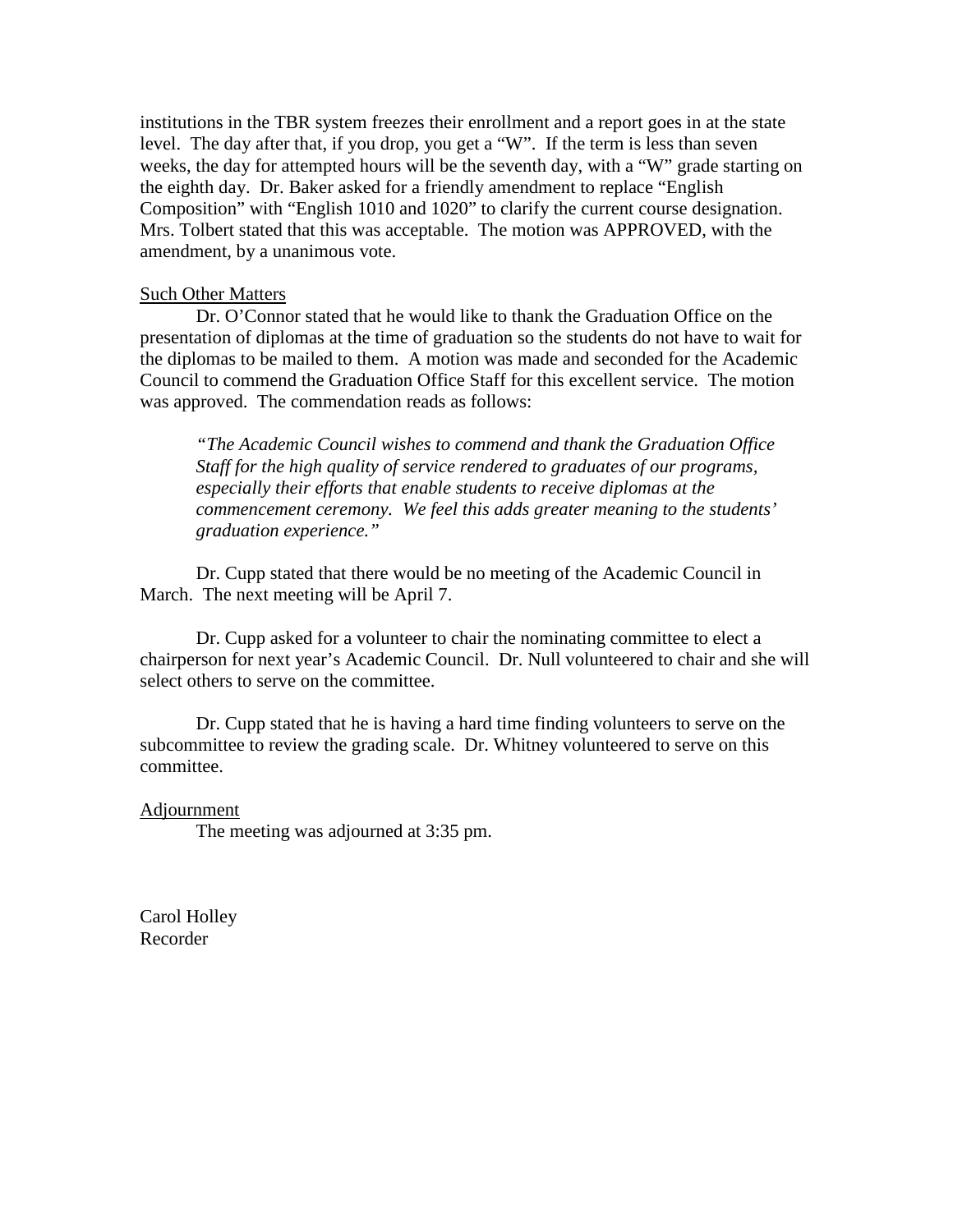institutions in the TBR system freezes their enrollment and a report goes in at the state level. The day after that, if you drop, you get a "W". If the term is less than seven weeks, the day for attempted hours will be the seventh day, with a "W" grade starting on the eighth day. Dr. Baker asked for a friendly amendment to replace "English Composition" with "English 1010 and 1020" to clarify the current course designation. Mrs. Tolbert stated that this was acceptable. The motion was APPROVED, with the amendment, by a unanimous vote.

<u>Such Other Matters</u>

Dr. O'Connor stated that he would like to thank the Graduation Office on the presentation of diplomas at the time of graduation so the students do not have to wait for the diplomas to be mailed to them. A motion was made and seconded for the Academic Council to commend the Graduation Office Staff for this excellent service. The motion was approved. The commendation reads as follows:

> *"The Academic Council wishes to commend and thank the Graduation Office Staff for the high quality of service rendered to graduates of our programs, especially their efforts that enable students to receive diplomas at the commencement ceremony. We feel this adds greater meaning to the students' graduation experience."*

Dr. Cupp stated that there would be no meeting of the Academic Council in March. The next meeting will be April 7.

Dr. Cupp asked for a volunteer to chair the nominating committee to elect a chairperson for next year's Academic Council. Dr. Null volunteered to chair and she will select others to serve on the committee.

Dr. Cupp stated that he is having a hard time finding volunteers to serve on the subcommittee to review the grading scale. Dr. Whitney volunteered to serve on this committee.

<u>Adjournment</u>

The meeting was adjourned at 3:35 pm.

Carol Holley
Recorder